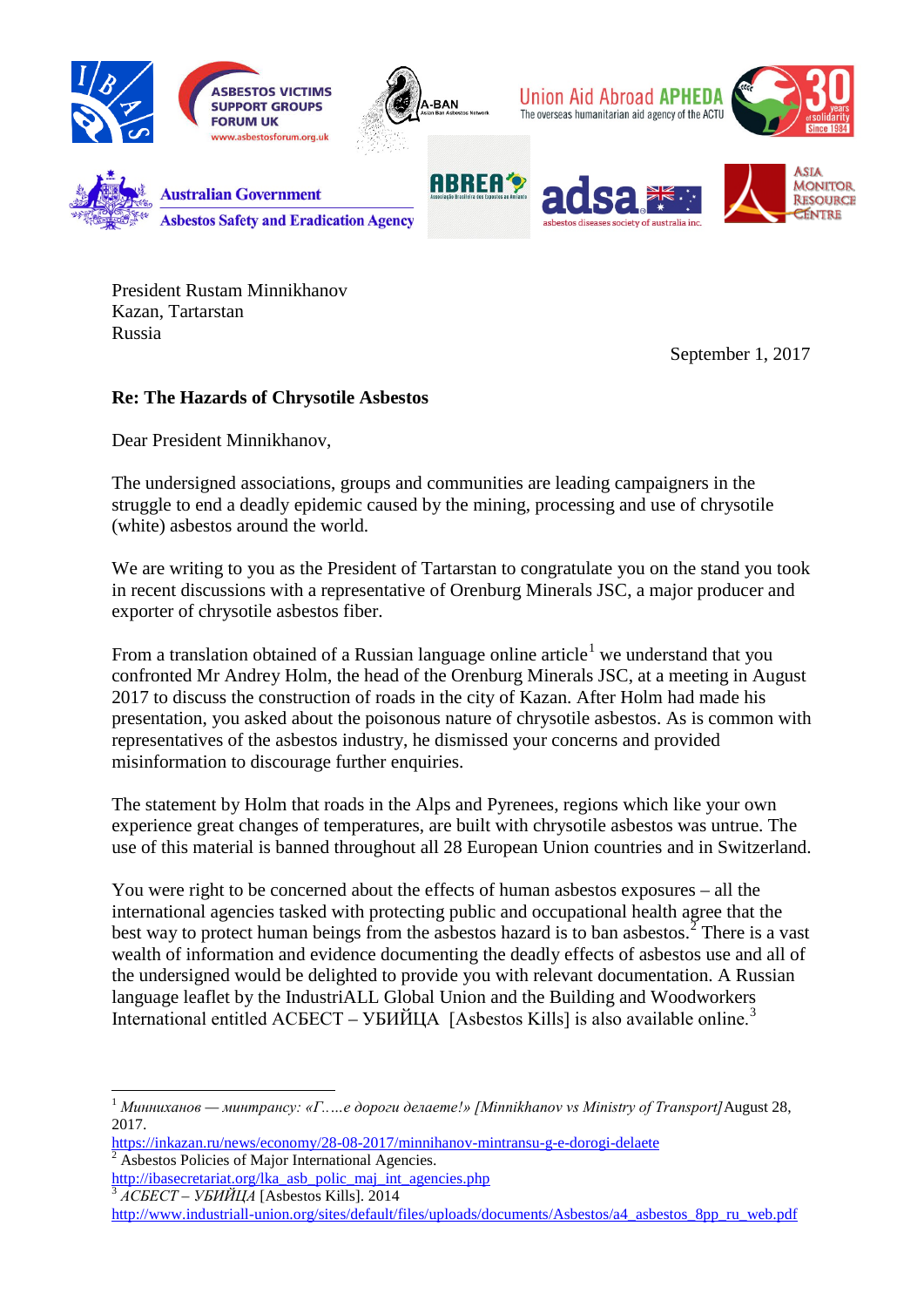President Rustam Minnikhanov
Kazan, Tartarstan
Russia

September 1, 2017

**Re: The Hazards of Chrysotile Asbestos**

Dear President Minnikhanov,

The undersigned associations, groups and communities are leading campaigners in the struggle to end a deadly epidemic caused by the mining, processing and use of chrysotile (white) asbestos around the world.

We are writing to you as the President of Tartarstan to congratulate you on the stand you took in recent discussions with a representative of Orenburg Minerals JSC, a major producer and exporter of chrysotile asbestos fiber.

From a translation obtained of a Russian language online article[1] we understand that you confronted Mr Andrey Holm, the head of the Orenburg Minerals JSC, at a meeting in August 2017 to discuss the construction of roads in the city of Kazan. After Holm had made his presentation, you asked about the poisonous nature of chrysotile asbestos. As is common with representatives of the asbestos industry, he dismissed your concerns and provided misinformation to discourage further enquiries.

The statement by Holm that roads in the Alps and Pyrenees, regions which like your own experience great changes of temperatures, are built with chrysotile asbestos was untrue. The use of this material is banned throughout all 28 European Union countries and in Switzerland.

You were right to be concerned about the effects of human asbestos exposures – all the international agencies tasked with protecting public and occupational health agree that the best way to protect human beings from the asbestos hazard is to ban asbestos.[2] There is a vast wealth of information and evidence documenting the deadly effects of asbestos use and all of the undersigned would be delighted to provide you with relevant documentation. A Russian language leaflet by the IndustriALL Global Union and the Building and Woodworkers International entitled АСБЕСТ – УБИЙЦА [Asbestos Kills] is also available online.[3]

---

[1] *Минниханов — минтрансу: «Г….е дороги делаете!» [Minnikhanov vs Ministry of Transport]* August 28, 2017.
https://inkazan.ru/news/economy/28-08-2017/minnihanov-mintransu-g-e-dorogi-delaete

[2] Asbestos Policies of Major International Agencies.
http://ibasecretariat.org/lka_asb_polic_maj_int_agencies.php

[3] *АСБЕСТ – УБИЙЦА* [Asbestos Kills]. 2014
http://www.industriall-union.org/sites/default/files/uploads/documents/Asbestos/a4_asbestos_8pp_ru_web.pdf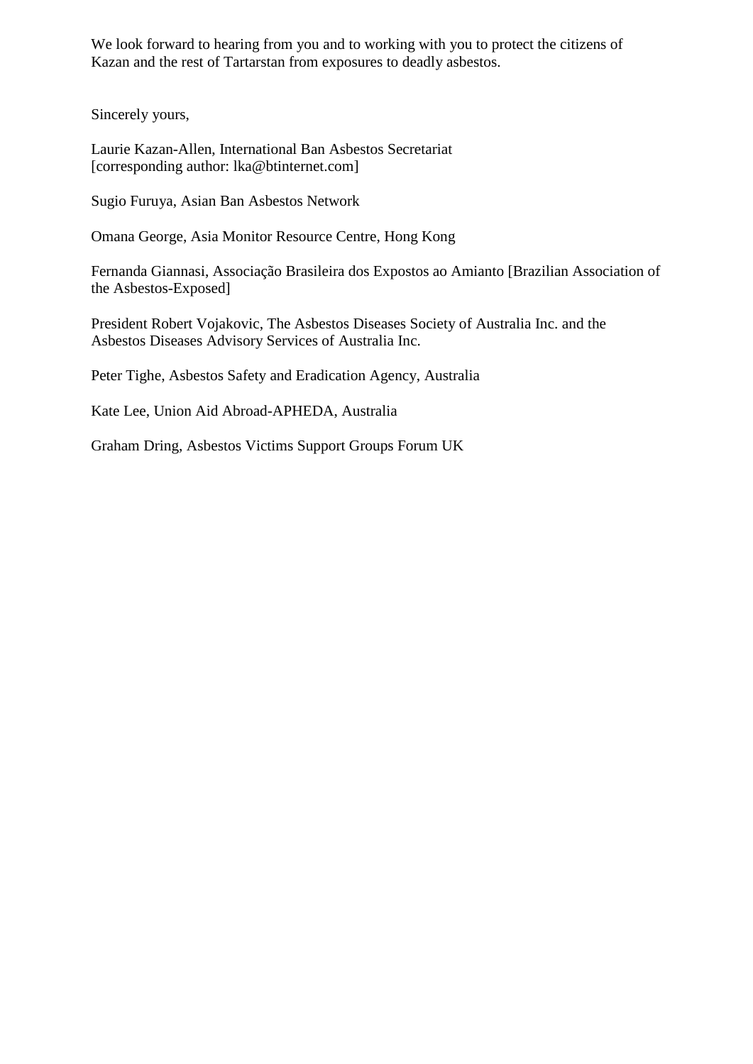We look forward to hearing from you and to working with you to protect the citizens of Kazan and the rest of Tartarstan from exposures to deadly asbestos.

Sincerely yours,

Laurie Kazan-Allen, International Ban Asbestos Secretariat
[corresponding author: lka@btinternet.com]

Sugio Furuya, Asian Ban Asbestos Network

Omana George, Asia Monitor Resource Centre, Hong Kong

Fernanda Giannasi, Associação Brasileira dos Expostos ao Amianto [Brazilian Association of the Asbestos-Exposed]

President Robert Vojakovic, The Asbestos Diseases Society of Australia Inc. and the Asbestos Diseases Advisory Services of Australia Inc.

Peter Tighe, Asbestos Safety and Eradication Agency, Australia

Kate Lee, Union Aid Abroad-APHEDA, Australia

Graham Dring, Asbestos Victims Support Groups Forum UK